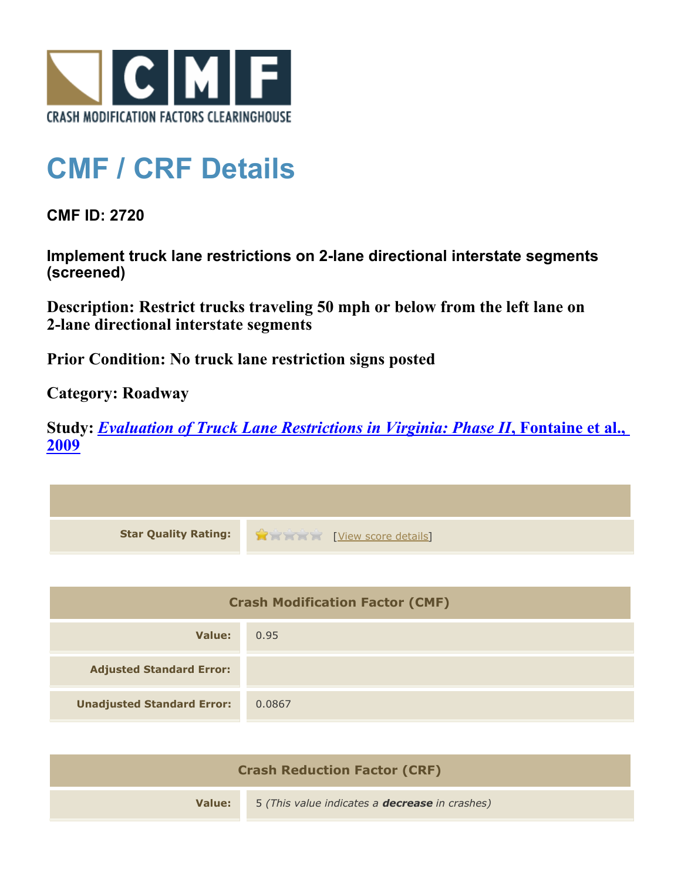# CMF / CRF Details

## CMF ID: 2720

### Implement truck lane restrictions on 2-lane directional interstate segments (screened)

**Description: Restrict trucks traveling 50 mph or below from the left lane on 2-lane directional interstate segments**

**Prior Condition: No truck lane restriction signs posted**

**Category: Roadway**

**Study: *Evaluation of Truck Lane Restrictions in Virginia: Phase II*, Fontaine et al., 2009**

| | |
|---|---|
| **Star Quality Rating:** | [View score details] |

| Crash Modification Factor (CMF) | |
|---|---|
| **Value:** | 0.95 |
| **Adjusted Standard Error:** | |
| **Unadjusted Standard Error:** | 0.0867 |

| Crash Reduction Factor (CRF) | |
|---|---|
| **Value:** | 5 *(This value indicates a **decrease** in crashes)* |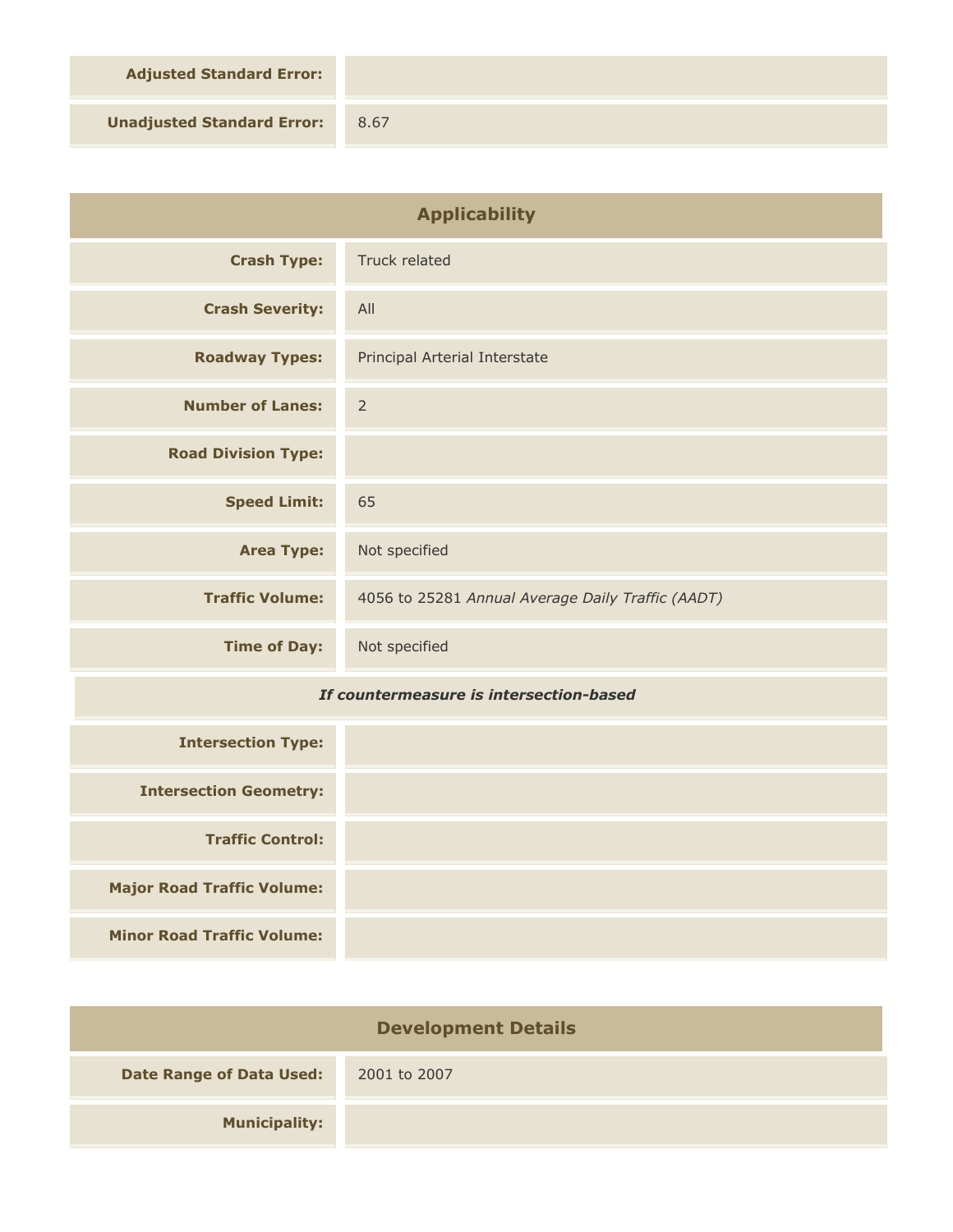| | |
|---|---|
| **Adjusted Standard Error:** | |
| **Unadjusted Standard Error:** | 8.67 |

## Applicability

| | |
|---|---|
| **Crash Type:** | Truck related |
| **Crash Severity:** | All |
| **Roadway Types:** | Principal Arterial Interstate |
| **Number of Lanes:** | 2 |
| **Road Division Type:** | |
| **Speed Limit:** | 65 |
| **Area Type:** | Not specified |
| **Traffic Volume:** | 4056 to 25281 *Annual Average Daily Traffic (AADT)* |
| **Time of Day:** | Not specified |

***If countermeasure is intersection-based***

| | |
|---|---|
| **Intersection Type:** | |
| **Intersection Geometry:** | |
| **Traffic Control:** | |
| **Major Road Traffic Volume:** | |
| **Minor Road Traffic Volume:** | |

## Development Details

| | |
|---|---|
| **Date Range of Data Used:** | 2001 to 2007 |
| **Municipality:** | |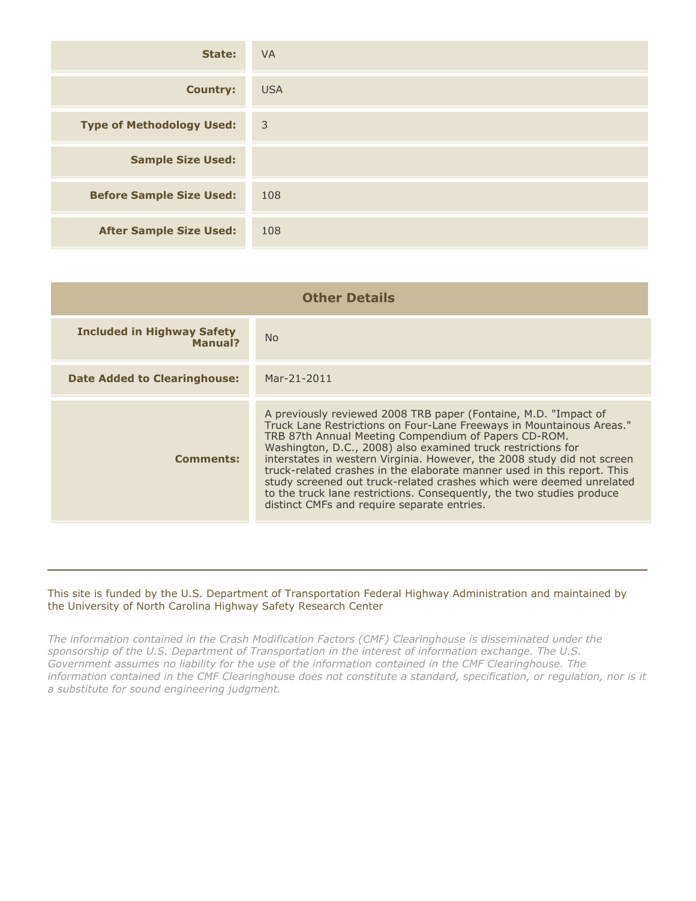| | |
|---|---|
| **State:** | VA |
| **Country:** | USA |
| **Type of Methodology Used:** | 3 |
| **Sample Size Used:** | |
| **Before Sample Size Used:** | 108 |
| **After Sample Size Used:** | 108 |

## Other Details

| | |
|---|---|
| **Included in Highway Safety Manual?** | No |
| **Date Added to Clearinghouse:** | Mar-21-2011 |
| **Comments:** | A previously reviewed 2008 TRB paper (Fontaine, M.D. "Impact of Truck Lane Restrictions on Four-Lane Freeways in Mountainous Areas." TRB 87th Annual Meeting Compendium of Papers CD-ROM. Washington, D.C., 2008) also examined truck restrictions for interstates in western Virginia. However, the 2008 study did not screen truck-related crashes in the elaborate manner used in this report. This study screened out truck-related crashes which were deemed unrelated to the truck lane restrictions. Consequently, the two studies produce distinct CMFs and require separate entries. |

---

This site is funded by the U.S. Department of Transportation Federal Highway Administration and maintained by the University of North Carolina Highway Safety Research Center

*The information contained in the Crash Modification Factors (CMF) Clearinghouse is disseminated under the sponsorship of the U.S. Department of Transportation in the interest of information exchange. The U.S. Government assumes no liability for the use of the information contained in the CMF Clearinghouse. The information contained in the CMF Clearinghouse does not constitute a standard, specification, or regulation, nor is it a substitute for sound engineering judgment.*